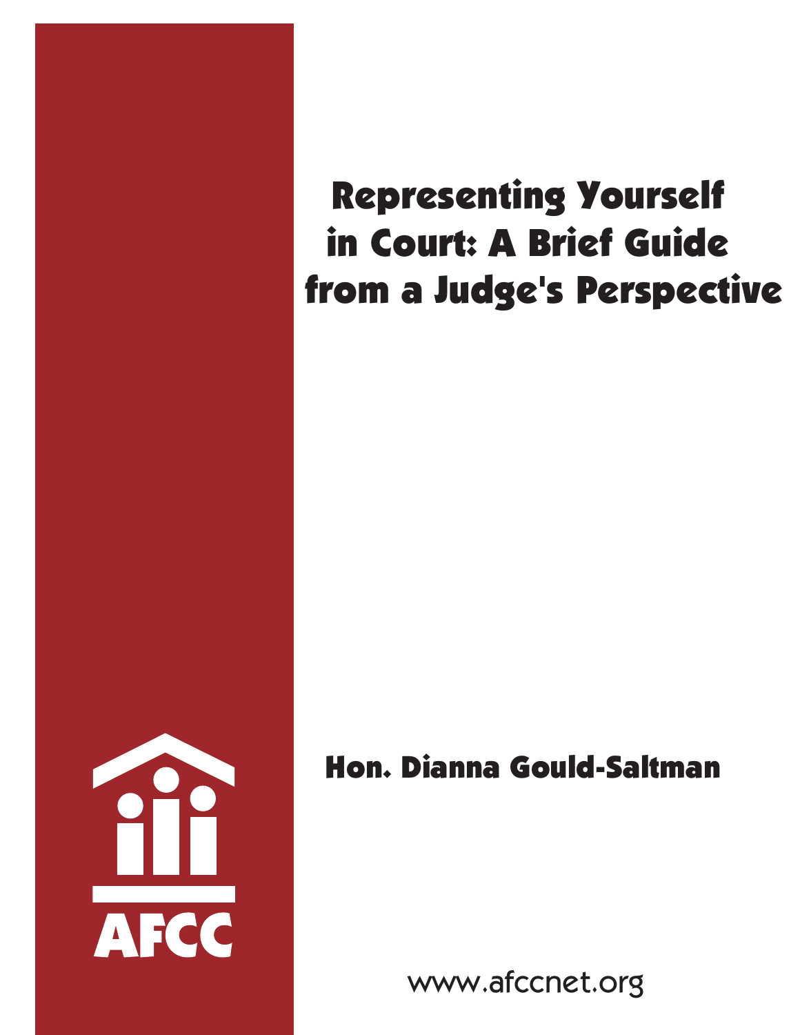# Representing Yourself in Court: A Brief Guide from a Judge's Perspective

**Hon. Dianna Gould-Saltman**

AFCC

www.afccnet.org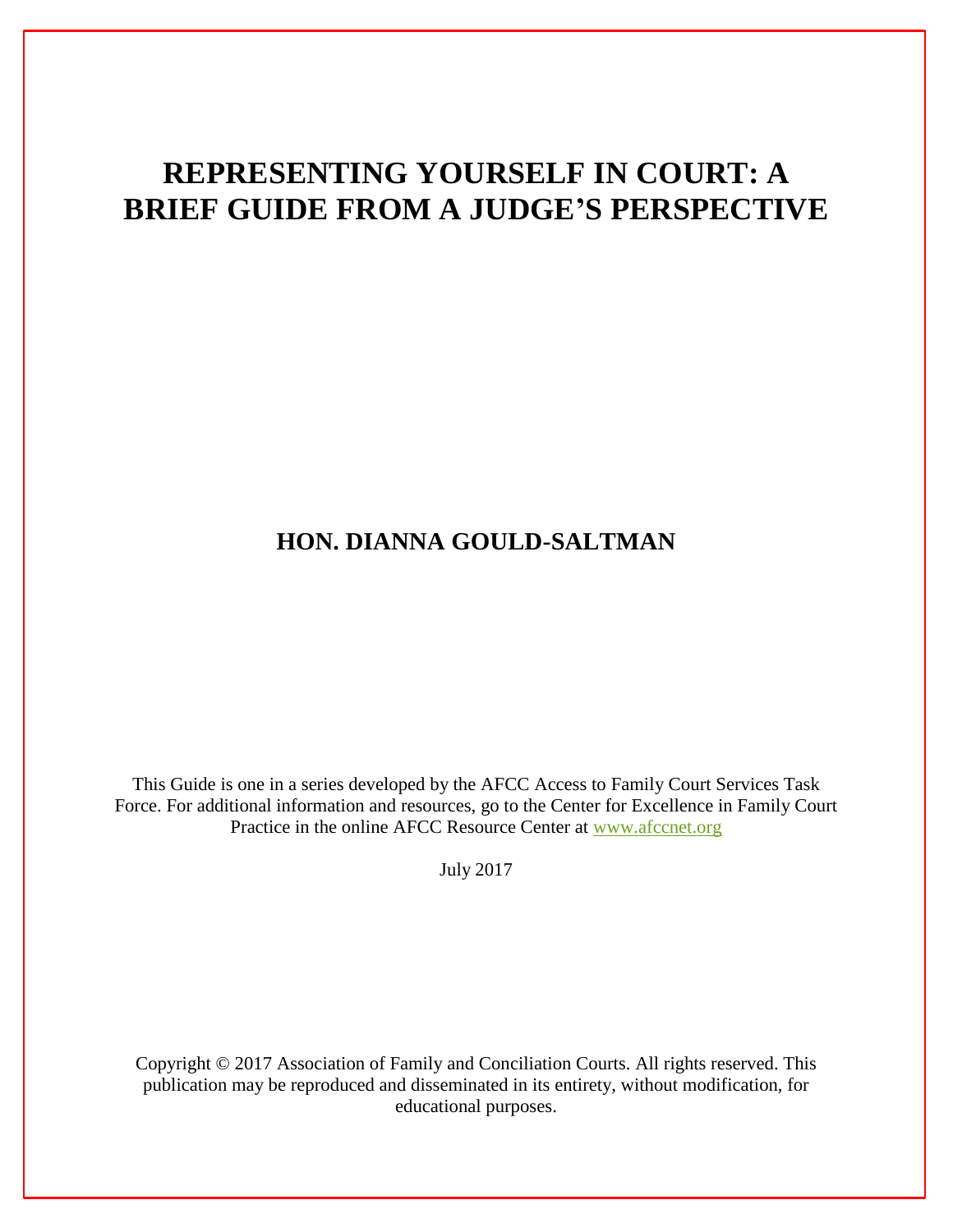# REPRESENTING YOURSELF IN COURT: A BRIEF GUIDE FROM A JUDGE'S PERSPECTIVE

**HON. DIANNA GOULD-SALTMAN**

This Guide is one in a series developed by the AFCC Access to Family Court Services Task Force. For additional information and resources, go to the Center for Excellence in Family Court Practice in the online AFCC Resource Center at www.afccnet.org

July 2017

Copyright © 2017 Association of Family and Conciliation Courts. All rights reserved. This publication may be reproduced and disseminated in its entirety, without modification, for educational purposes.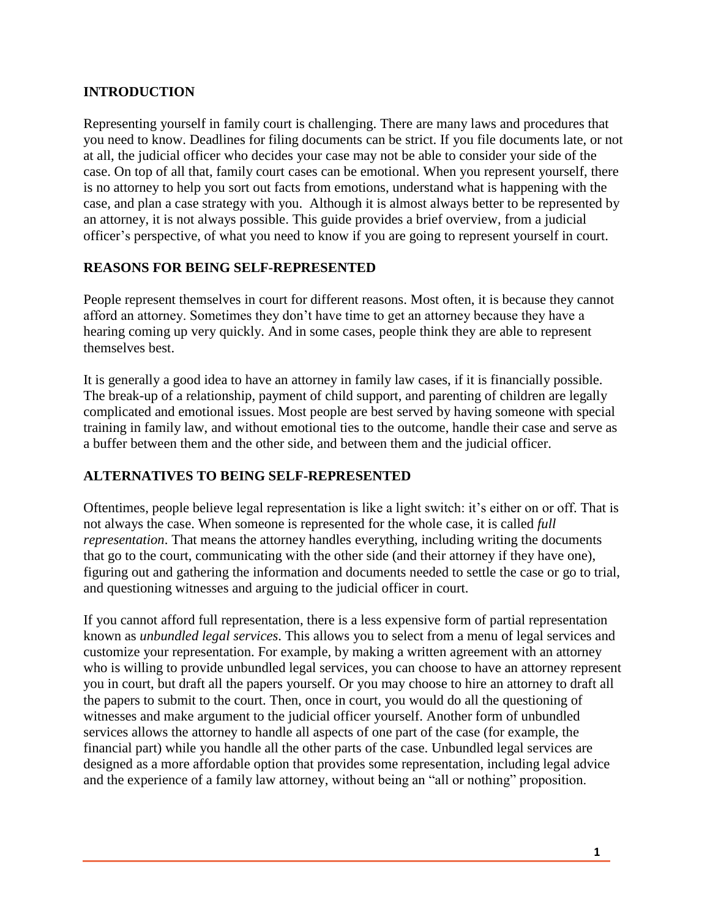## INTRODUCTION

Representing yourself in family court is challenging. There are many laws and procedures that you need to know. Deadlines for filing documents can be strict. If you file documents late, or not at all, the judicial officer who decides your case may not be able to consider your side of the case. On top of all that, family court cases can be emotional. When you represent yourself, there is no attorney to help you sort out facts from emotions, understand what is happening with the case, and plan a case strategy with you. Although it is almost always better to be represented by an attorney, it is not always possible. This guide provides a brief overview, from a judicial officer's perspective, of what you need to know if you are going to represent yourself in court.

## REASONS FOR BEING SELF-REPRESENTED

People represent themselves in court for different reasons. Most often, it is because they cannot afford an attorney. Sometimes they don't have time to get an attorney because they have a hearing coming up very quickly. And in some cases, people think they are able to represent themselves best.

It is generally a good idea to have an attorney in family law cases, if it is financially possible. The break-up of a relationship, payment of child support, and parenting of children are legally complicated and emotional issues. Most people are best served by having someone with special training in family law, and without emotional ties to the outcome, handle their case and serve as a buffer between them and the other side, and between them and the judicial officer.

## ALTERNATIVES TO BEING SELF-REPRESENTED

Oftentimes, people believe legal representation is like a light switch: it's either on or off. That is not always the case. When someone is represented for the whole case, it is called *full representation*. That means the attorney handles everything, including writing the documents that go to the court, communicating with the other side (and their attorney if they have one), figuring out and gathering the information and documents needed to settle the case or go to trial, and questioning witnesses and arguing to the judicial officer in court.

If you cannot afford full representation, there is a less expensive form of partial representation known as *unbundled legal services*. This allows you to select from a menu of legal services and customize your representation. For example, by making a written agreement with an attorney who is willing to provide unbundled legal services, you can choose to have an attorney represent you in court, but draft all the papers yourself. Or you may choose to hire an attorney to draft all the papers to submit to the court. Then, once in court, you would do all the questioning of witnesses and make argument to the judicial officer yourself. Another form of unbundled services allows the attorney to handle all aspects of one part of the case (for example, the financial part) while you handle all the other parts of the case. Unbundled legal services are designed as a more affordable option that provides some representation, including legal advice and the experience of a family law attorney, without being an "all or nothing" proposition.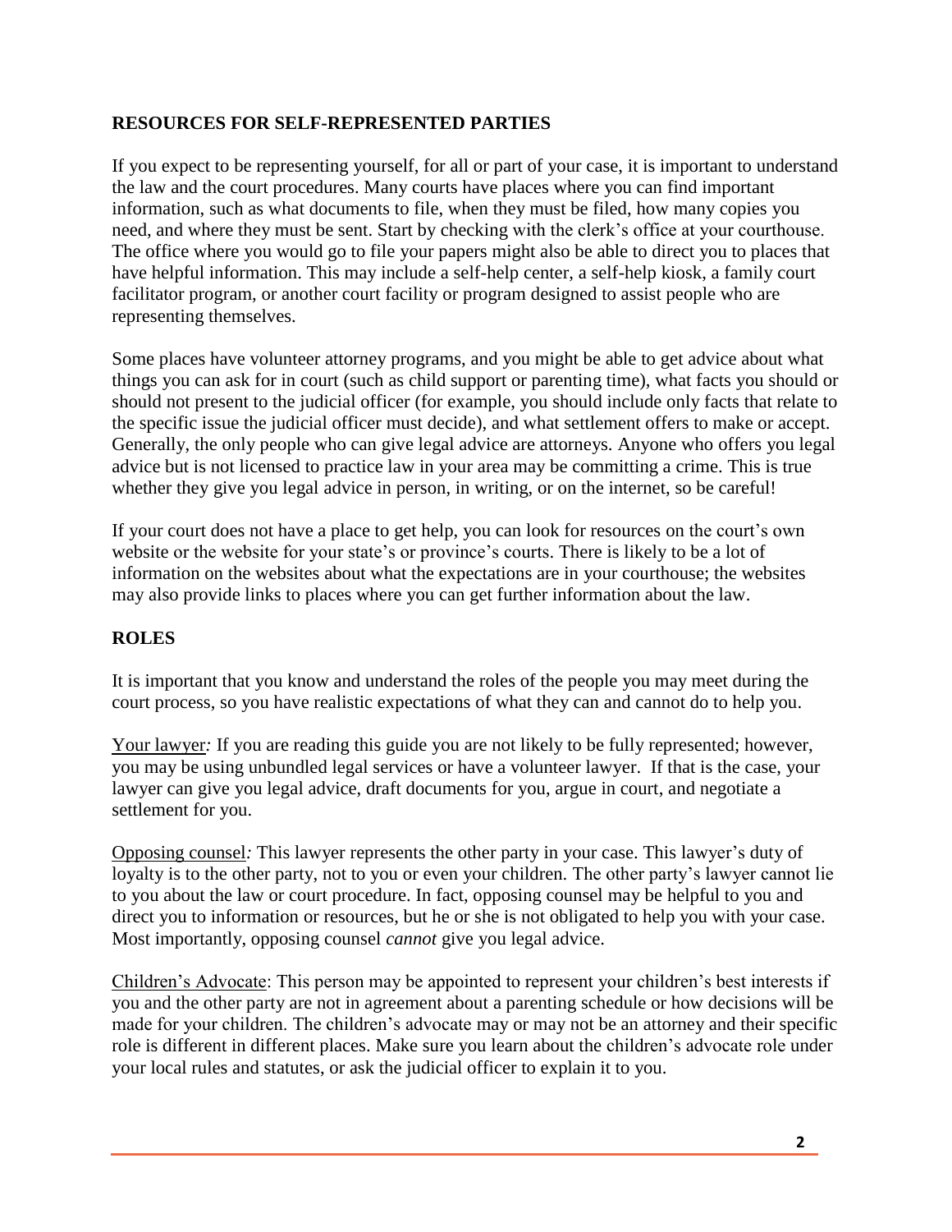## RESOURCES FOR SELF-REPRESENTED PARTIES

If you expect to be representing yourself, for all or part of your case, it is important to understand the law and the court procedures. Many courts have places where you can find important information, such as what documents to file, when they must be filed, how many copies you need, and where they must be sent. Start by checking with the clerk's office at your courthouse. The office where you would go to file your papers might also be able to direct you to places that have helpful information. This may include a self-help center, a self-help kiosk, a family court facilitator program, or another court facility or program designed to assist people who are representing themselves.

Some places have volunteer attorney programs, and you might be able to get advice about what things you can ask for in court (such as child support or parenting time), what facts you should or should not present to the judicial officer (for example, you should include only facts that relate to the specific issue the judicial officer must decide), and what settlement offers to make or accept. Generally, the only people who can give legal advice are attorneys. Anyone who offers you legal advice but is not licensed to practice law in your area may be committing a crime. This is true whether they give you legal advice in person, in writing, or on the internet, so be careful!

If your court does not have a place to get help, you can look for resources on the court's own website or the website for your state's or province's courts. There is likely to be a lot of information on the websites about what the expectations are in your courthouse; the websites may also provide links to places where you can get further information about the law.

## ROLES

It is important that you know and understand the roles of the people you may meet during the court process, so you have realistic expectations of what they can and cannot do to help you.

Your lawyer*:* If you are reading this guide you are not likely to be fully represented; however, you may be using unbundled legal services or have a volunteer lawyer. If that is the case, your lawyer can give you legal advice, draft documents for you, argue in court, and negotiate a settlement for you.

Opposing counsel*:* This lawyer represents the other party in your case. This lawyer's duty of loyalty is to the other party, not to you or even your children. The other party's lawyer cannot lie to you about the law or court procedure. In fact, opposing counsel may be helpful to you and direct you to information or resources, but he or she is not obligated to help you with your case. Most importantly, opposing counsel *cannot* give you legal advice.

Children's Advocate: This person may be appointed to represent your children's best interests if you and the other party are not in agreement about a parenting schedule or how decisions will be made for your children. The children's advocate may or may not be an attorney and their specific role is different in different places. Make sure you learn about the children's advocate role under your local rules and statutes, or ask the judicial officer to explain it to you.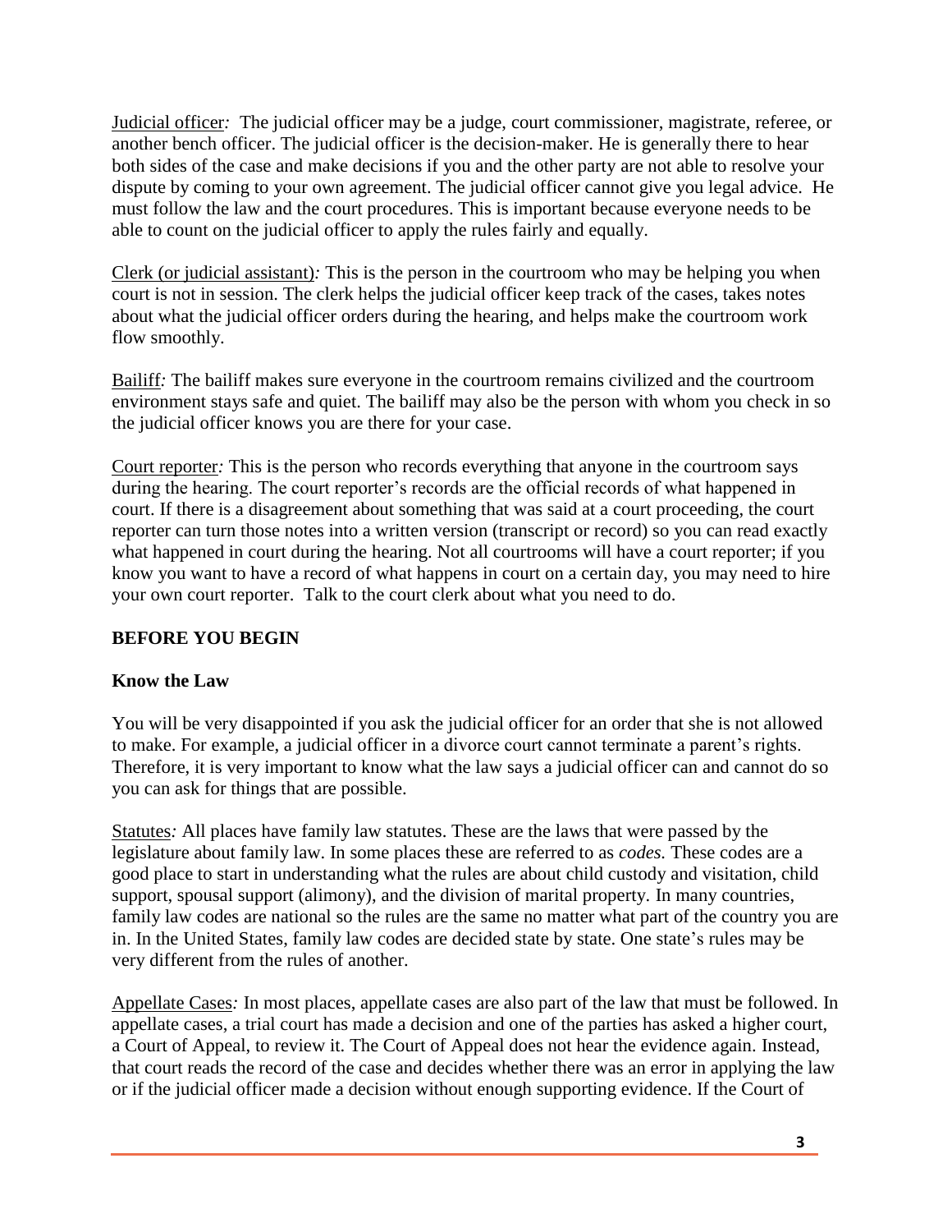Judicial officer*:* The judicial officer may be a judge, court commissioner, magistrate, referee, or another bench officer. The judicial officer is the decision-maker. He is generally there to hear both sides of the case and make decisions if you and the other party are not able to resolve your dispute by coming to your own agreement. The judicial officer cannot give you legal advice. He must follow the law and the court procedures. This is important because everyone needs to be able to count on the judicial officer to apply the rules fairly and equally.

Clerk (or judicial assistant)*:* This is the person in the courtroom who may be helping you when court is not in session. The clerk helps the judicial officer keep track of the cases, takes notes about what the judicial officer orders during the hearing, and helps make the courtroom work flow smoothly.

Bailiff*:* The bailiff makes sure everyone in the courtroom remains civilized and the courtroom environment stays safe and quiet. The bailiff may also be the person with whom you check in so the judicial officer knows you are there for your case.

Court reporter*:* This is the person who records everything that anyone in the courtroom says during the hearing. The court reporter's records are the official records of what happened in court. If there is a disagreement about something that was said at a court proceeding, the court reporter can turn those notes into a written version (transcript or record) so you can read exactly what happened in court during the hearing. Not all courtrooms will have a court reporter; if you know you want to have a record of what happens in court on a certain day, you may need to hire your own court reporter. Talk to the court clerk about what you need to do.

## BEFORE YOU BEGIN

### Know the Law

You will be very disappointed if you ask the judicial officer for an order that she is not allowed to make. For example, a judicial officer in a divorce court cannot terminate a parent's rights. Therefore, it is very important to know what the law says a judicial officer can and cannot do so you can ask for things that are possible.

Statutes*:* All places have family law statutes. These are the laws that were passed by the legislature about family law. In some places these are referred to as *codes.* These codes are a good place to start in understanding what the rules are about child custody and visitation, child support, spousal support (alimony), and the division of marital property. In many countries, family law codes are national so the rules are the same no matter what part of the country you are in. In the United States, family law codes are decided state by state. One state's rules may be very different from the rules of another.

Appellate Cases*:* In most places, appellate cases are also part of the law that must be followed. In appellate cases, a trial court has made a decision and one of the parties has asked a higher court, a Court of Appeal, to review it. The Court of Appeal does not hear the evidence again. Instead, that court reads the record of the case and decides whether there was an error in applying the law or if the judicial officer made a decision without enough supporting evidence. If the Court of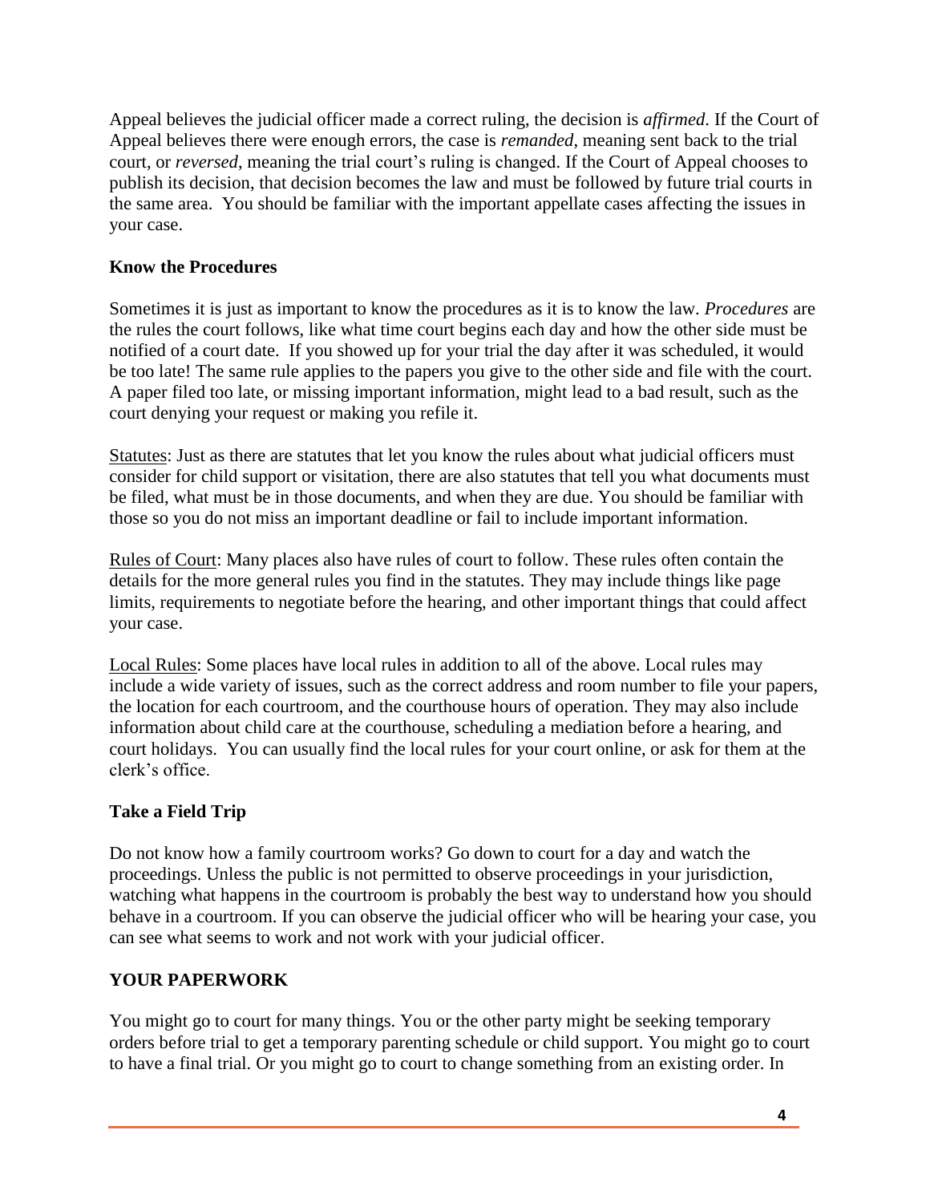Appeal believes the judicial officer made a correct ruling, the decision is *affirmed*. If the Court of Appeal believes there were enough errors, the case is *remanded*, meaning sent back to the trial court, or *reversed*, meaning the trial court's ruling is changed. If the Court of Appeal chooses to publish its decision, that decision becomes the law and must be followed by future trial courts in the same area. You should be familiar with the important appellate cases affecting the issues in your case.

### Know the Procedures

Sometimes it is just as important to know the procedures as it is to know the law. *Procedures* are the rules the court follows, like what time court begins each day and how the other side must be notified of a court date. If you showed up for your trial the day after it was scheduled, it would be too late! The same rule applies to the papers you give to the other side and file with the court. A paper filed too late, or missing important information, might lead to a bad result, such as the court denying your request or making you refile it.

<u>Statutes</u>: Just as there are statutes that let you know the rules about what judicial officers must consider for child support or visitation, there are also statutes that tell you what documents must be filed, what must be in those documents, and when they are due. You should be familiar with those so you do not miss an important deadline or fail to include important information.

<u>Rules of Court</u>: Many places also have rules of court to follow. These rules often contain the details for the more general rules you find in the statutes. They may include things like page limits, requirements to negotiate before the hearing, and other important things that could affect your case.

<u>Local Rules</u>: Some places have local rules in addition to all of the above. Local rules may include a wide variety of issues, such as the correct address and room number to file your papers, the location for each courtroom, and the courthouse hours of operation. They may also include information about child care at the courthouse, scheduling a mediation before a hearing, and court holidays. You can usually find the local rules for your court online, or ask for them at the clerk's office.

### Take a Field Trip

Do not know how a family courtroom works? Go down to court for a day and watch the proceedings. Unless the public is not permitted to observe proceedings in your jurisdiction, watching what happens in the courtroom is probably the best way to understand how you should behave in a courtroom. If you can observe the judicial officer who will be hearing your case, you can see what seems to work and not work with your judicial officer.

## YOUR PAPERWORK

You might go to court for many things. You or the other party might be seeking temporary orders before trial to get a temporary parenting schedule or child support. You might go to court to have a final trial. Or you might go to court to change something from an existing order. In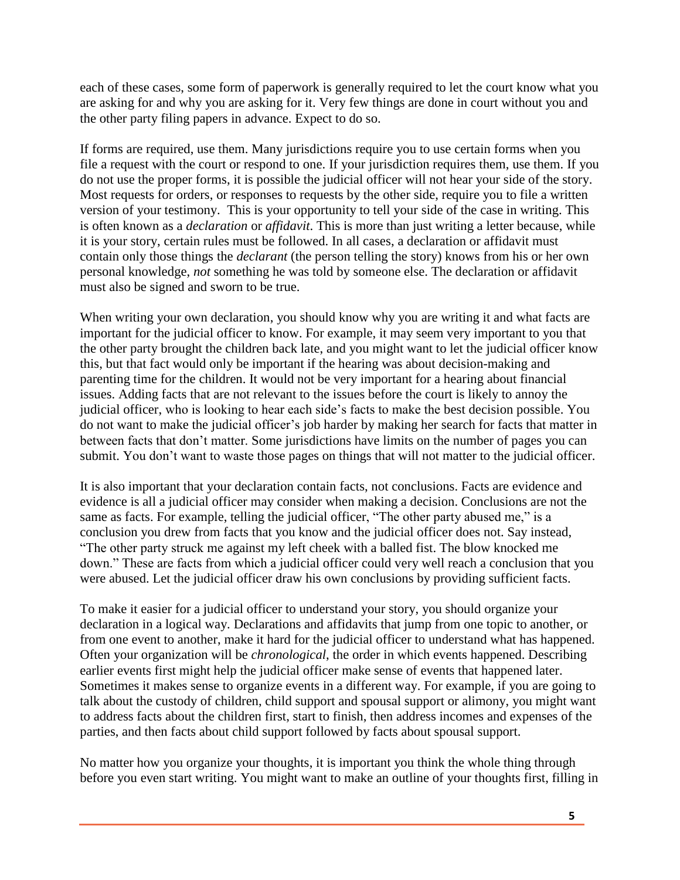each of these cases, some form of paperwork is generally required to let the court know what you are asking for and why you are asking for it. Very few things are done in court without you and the other party filing papers in advance. Expect to do so.

If forms are required, use them. Many jurisdictions require you to use certain forms when you file a request with the court or respond to one. If your jurisdiction requires them, use them. If you do not use the proper forms, it is possible the judicial officer will not hear your side of the story. Most requests for orders, or responses to requests by the other side, require you to file a written version of your testimony. This is your opportunity to tell your side of the case in writing. This is often known as a *declaration* or *affidavit*. This is more than just writing a letter because, while it is your story, certain rules must be followed. In all cases, a declaration or affidavit must contain only those things the *declarant* (the person telling the story) knows from his or her own personal knowledge, *not* something he was told by someone else. The declaration or affidavit must also be signed and sworn to be true.

When writing your own declaration, you should know why you are writing it and what facts are important for the judicial officer to know. For example, it may seem very important to you that the other party brought the children back late, and you might want to let the judicial officer know this, but that fact would only be important if the hearing was about decision-making and parenting time for the children. It would not be very important for a hearing about financial issues. Adding facts that are not relevant to the issues before the court is likely to annoy the judicial officer, who is looking to hear each side's facts to make the best decision possible. You do not want to make the judicial officer's job harder by making her search for facts that matter in between facts that don't matter. Some jurisdictions have limits on the number of pages you can submit. You don't want to waste those pages on things that will not matter to the judicial officer.

It is also important that your declaration contain facts, not conclusions. Facts are evidence and evidence is all a judicial officer may consider when making a decision. Conclusions are not the same as facts. For example, telling the judicial officer, "The other party abused me," is a conclusion you drew from facts that you know and the judicial officer does not. Say instead, "The other party struck me against my left cheek with a balled fist. The blow knocked me down." These are facts from which a judicial officer could very well reach a conclusion that you were abused. Let the judicial officer draw his own conclusions by providing sufficient facts.

To make it easier for a judicial officer to understand your story, you should organize your declaration in a logical way. Declarations and affidavits that jump from one topic to another, or from one event to another, make it hard for the judicial officer to understand what has happened. Often your organization will be *chronological*, the order in which events happened. Describing earlier events first might help the judicial officer make sense of events that happened later. Sometimes it makes sense to organize events in a different way. For example, if you are going to talk about the custody of children, child support and spousal support or alimony, you might want to address facts about the children first, start to finish, then address incomes and expenses of the parties, and then facts about child support followed by facts about spousal support.

No matter how you organize your thoughts, it is important you think the whole thing through before you even start writing. You might want to make an outline of your thoughts first, filling in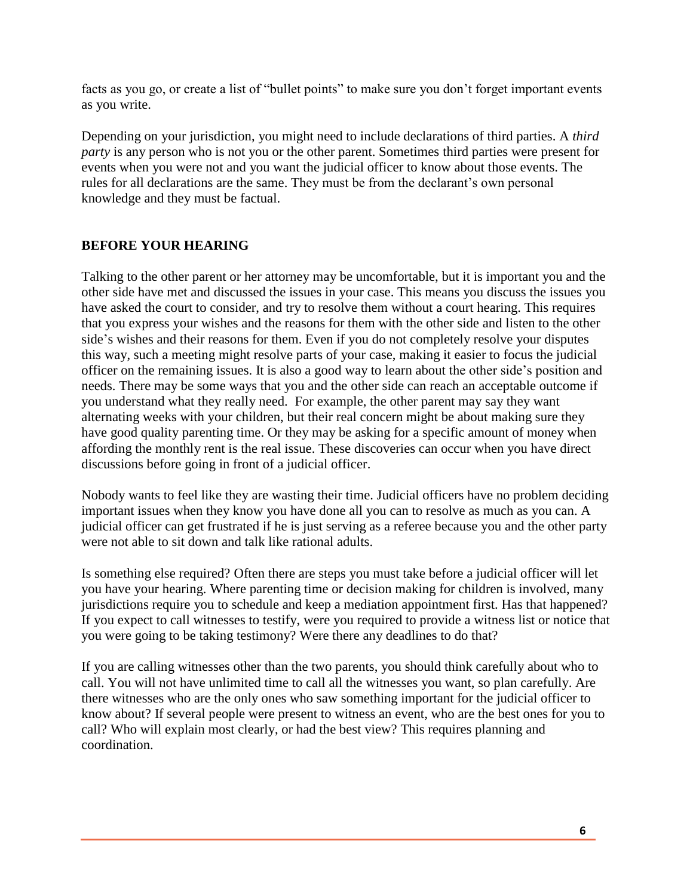facts as you go, or create a list of "bullet points" to make sure you don't forget important events as you write.

Depending on your jurisdiction, you might need to include declarations of third parties. A *third party* is any person who is not you or the other parent. Sometimes third parties were present for events when you were not and you want the judicial officer to know about those events. The rules for all declarations are the same. They must be from the declarant's own personal knowledge and they must be factual.

## BEFORE YOUR HEARING

Talking to the other parent or her attorney may be uncomfortable, but it is important you and the other side have met and discussed the issues in your case. This means you discuss the issues you have asked the court to consider, and try to resolve them without a court hearing. This requires that you express your wishes and the reasons for them with the other side and listen to the other side's wishes and their reasons for them. Even if you do not completely resolve your disputes this way, such a meeting might resolve parts of your case, making it easier to focus the judicial officer on the remaining issues. It is also a good way to learn about the other side's position and needs. There may be some ways that you and the other side can reach an acceptable outcome if you understand what they really need. For example, the other parent may say they want alternating weeks with your children, but their real concern might be about making sure they have good quality parenting time. Or they may be asking for a specific amount of money when affording the monthly rent is the real issue. These discoveries can occur when you have direct discussions before going in front of a judicial officer.

Nobody wants to feel like they are wasting their time. Judicial officers have no problem deciding important issues when they know you have done all you can to resolve as much as you can. A judicial officer can get frustrated if he is just serving as a referee because you and the other party were not able to sit down and talk like rational adults.

Is something else required? Often there are steps you must take before a judicial officer will let you have your hearing. Where parenting time or decision making for children is involved, many jurisdictions require you to schedule and keep a mediation appointment first. Has that happened? If you expect to call witnesses to testify, were you required to provide a witness list or notice that you were going to be taking testimony? Were there any deadlines to do that?

If you are calling witnesses other than the two parents, you should think carefully about who to call. You will not have unlimited time to call all the witnesses you want, so plan carefully. Are there witnesses who are the only ones who saw something important for the judicial officer to know about? If several people were present to witness an event, who are the best ones for you to call? Who will explain most clearly, or had the best view? This requires planning and coordination.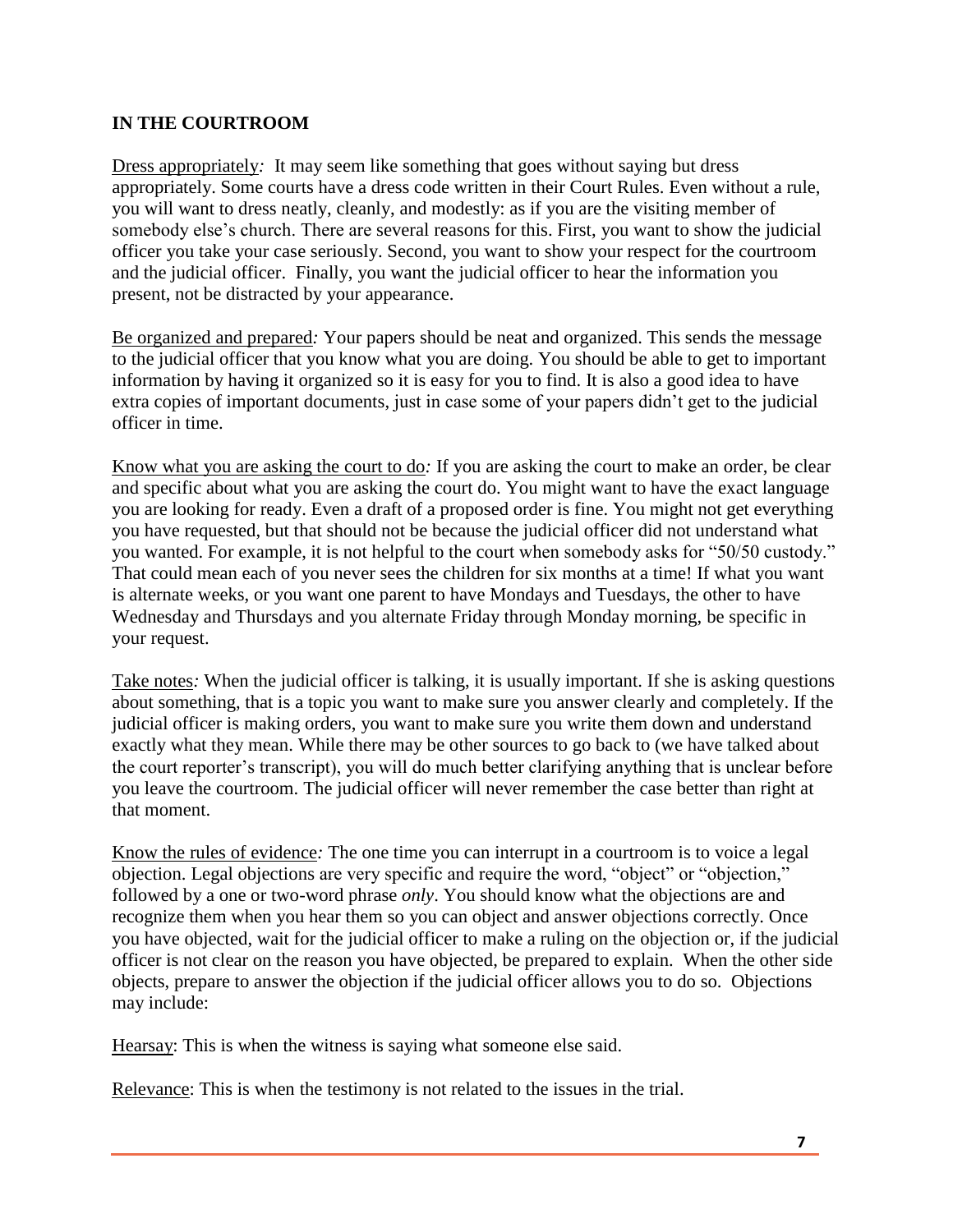## IN THE COURTROOM

Dress appropriately*:* It may seem like something that goes without saying but dress appropriately. Some courts have a dress code written in their Court Rules. Even without a rule, you will want to dress neatly, cleanly, and modestly: as if you are the visiting member of somebody else's church. There are several reasons for this. First, you want to show the judicial officer you take your case seriously. Second, you want to show your respect for the courtroom and the judicial officer. Finally, you want the judicial officer to hear the information you present, not be distracted by your appearance.

Be organized and prepared*:* Your papers should be neat and organized. This sends the message to the judicial officer that you know what you are doing. You should be able to get to important information by having it organized so it is easy for you to find. It is also a good idea to have extra copies of important documents, just in case some of your papers didn't get to the judicial officer in time.

Know what you are asking the court to do*:* If you are asking the court to make an order, be clear and specific about what you are asking the court do. You might want to have the exact language you are looking for ready. Even a draft of a proposed order is fine. You might not get everything you have requested, but that should not be because the judicial officer did not understand what you wanted. For example, it is not helpful to the court when somebody asks for "50/50 custody." That could mean each of you never sees the children for six months at a time! If what you want is alternate weeks, or you want one parent to have Mondays and Tuesdays, the other to have Wednesday and Thursdays and you alternate Friday through Monday morning, be specific in your request.

Take notes*:* When the judicial officer is talking, it is usually important. If she is asking questions about something, that is a topic you want to make sure you answer clearly and completely. If the judicial officer is making orders, you want to make sure you write them down and understand exactly what they mean. While there may be other sources to go back to (we have talked about the court reporter's transcript), you will do much better clarifying anything that is unclear before you leave the courtroom. The judicial officer will never remember the case better than right at that moment.

Know the rules of evidence*:* The one time you can interrupt in a courtroom is to voice a legal objection. Legal objections are very specific and require the word, "object" or "objection," followed by a one or two-word phrase *only*. You should know what the objections are and recognize them when you hear them so you can object and answer objections correctly. Once you have objected, wait for the judicial officer to make a ruling on the objection or, if the judicial officer is not clear on the reason you have objected, be prepared to explain. When the other side objects, prepare to answer the objection if the judicial officer allows you to do so. Objections may include:

Hearsay: This is when the witness is saying what someone else said.

Relevance: This is when the testimony is not related to the issues in the trial.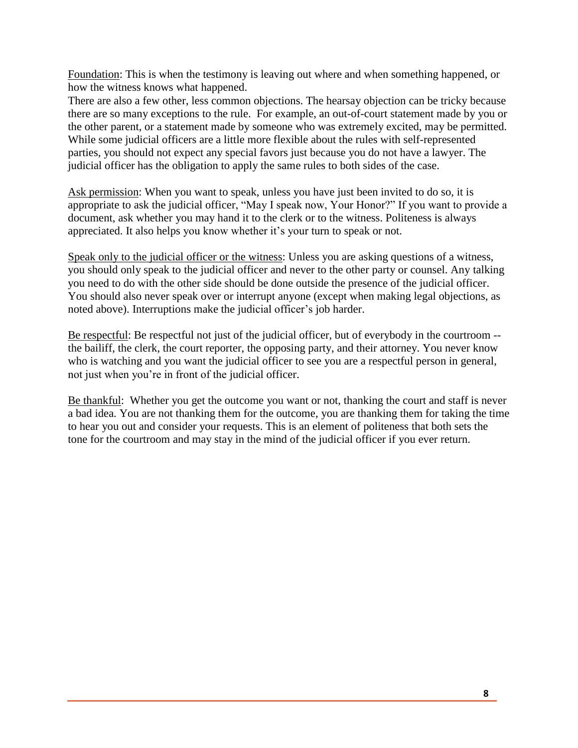Foundation: This is when the testimony is leaving out where and when something happened, or how the witness knows what happened.

There are also a few other, less common objections. The hearsay objection can be tricky because there are so many exceptions to the rule. For example, an out-of-court statement made by you or the other parent, or a statement made by someone who was extremely excited, may be permitted. While some judicial officers are a little more flexible about the rules with self-represented parties, you should not expect any special favors just because you do not have a lawyer. The judicial officer has the obligation to apply the same rules to both sides of the case.

Ask permission: When you want to speak, unless you have just been invited to do so, it is appropriate to ask the judicial officer, "May I speak now, Your Honor?" If you want to provide a document, ask whether you may hand it to the clerk or to the witness. Politeness is always appreciated. It also helps you know whether it's your turn to speak or not.

Speak only to the judicial officer or the witness: Unless you are asking questions of a witness, you should only speak to the judicial officer and never to the other party or counsel. Any talking you need to do with the other side should be done outside the presence of the judicial officer. You should also never speak over or interrupt anyone (except when making legal objections, as noted above). Interruptions make the judicial officer's job harder.

Be respectful: Be respectful not just of the judicial officer, but of everybody in the courtroom -- the bailiff, the clerk, the court reporter, the opposing party, and their attorney. You never know who is watching and you want the judicial officer to see you are a respectful person in general, not just when you're in front of the judicial officer.

Be thankful: Whether you get the outcome you want or not, thanking the court and staff is never a bad idea. You are not thanking them for the outcome, you are thanking them for taking the time to hear you out and consider your requests. This is an element of politeness that both sets the tone for the courtroom and may stay in the mind of the judicial officer if you ever return.